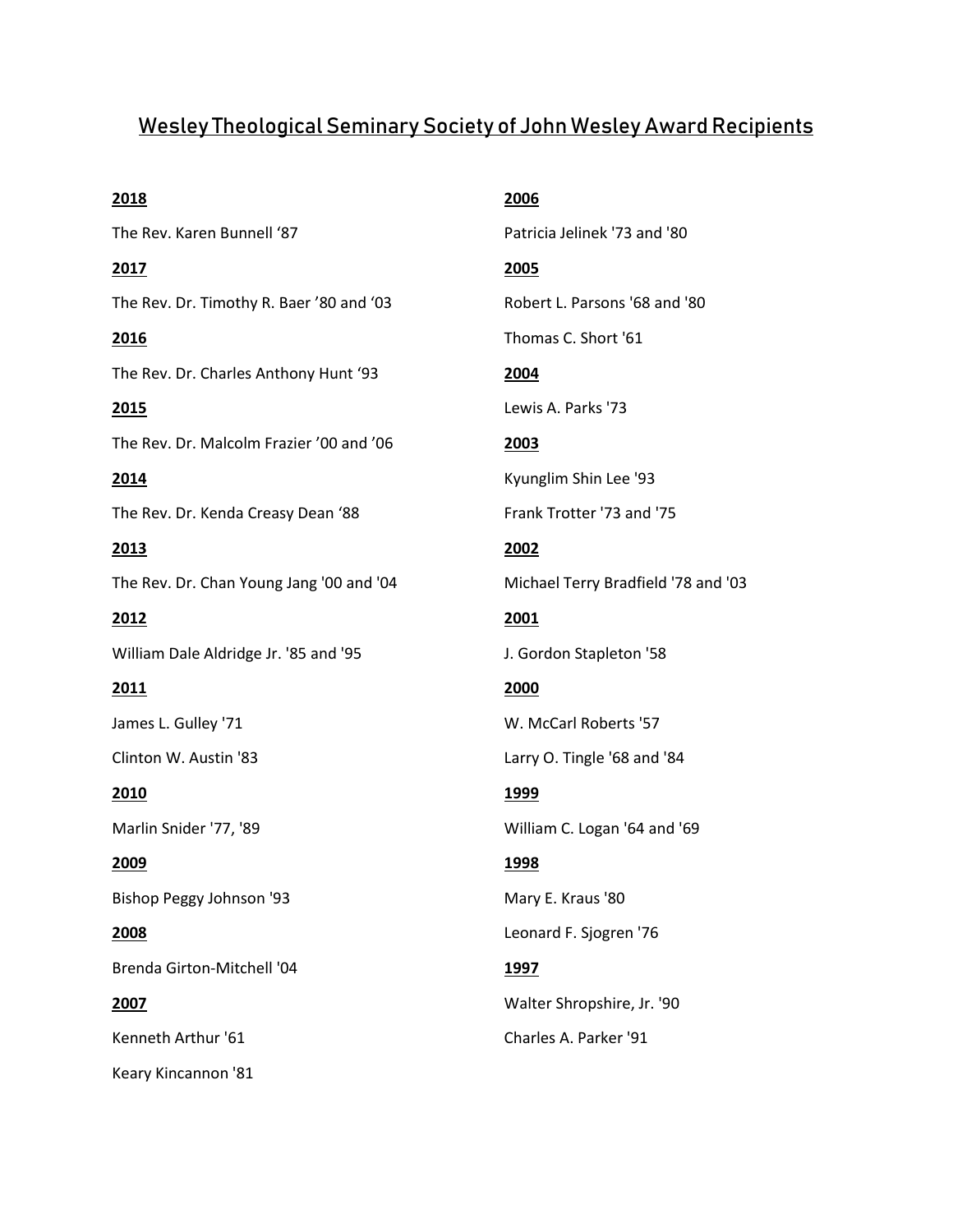# Wesley Theological Seminary Society of John Wesley Award Recipients

**2018**

The Rev. Karen Bunnell ‘87

**2017**

The Rev. Dr. Timothy R. Baer ’80 and ‘03

**2016**

The Rev. Dr. Charles Anthony Hunt ‘93

**2015**

The Rev. Dr. Malcolm Frazier ’00 and ’06

**2014**

The Rev. Dr. Kenda Creasy Dean ‘88

**2013**

The Rev. Dr. Chan Young Jang '00 and '04

**2012**

William Dale Aldridge Jr. '85 and '95

**2011**

James L. Gulley '71

Clinton W. Austin '83

**2010**

Marlin Snider '77, '89

**2009**

Bishop Peggy Johnson '93

**2008**

Brenda Girton-Mitchell '04

**2007**

Kenneth Arthur '61

Keary Kincannon '81

**2006**

Patricia Jelinek '73 and '80

**2005**

Robert L. Parsons '68 and '80

Thomas C. Short '61

**2004**

Lewis A. Parks '73

**2003**

Kyunglim Shin Lee '93

Frank Trotter '73 and '75

**2002**

Michael Terry Bradfield '78 and '03

**2001**

J. Gordon Stapleton '58

**2000**

W. McCarl Roberts '57

Larry O. Tingle '68 and '84

**1999**

William C. Logan '64 and '69

**1998**

Mary E. Kraus '80

Leonard F. Sjogren '76

**1997**

Walter Shropshire, Jr. '90

Charles A. Parker '91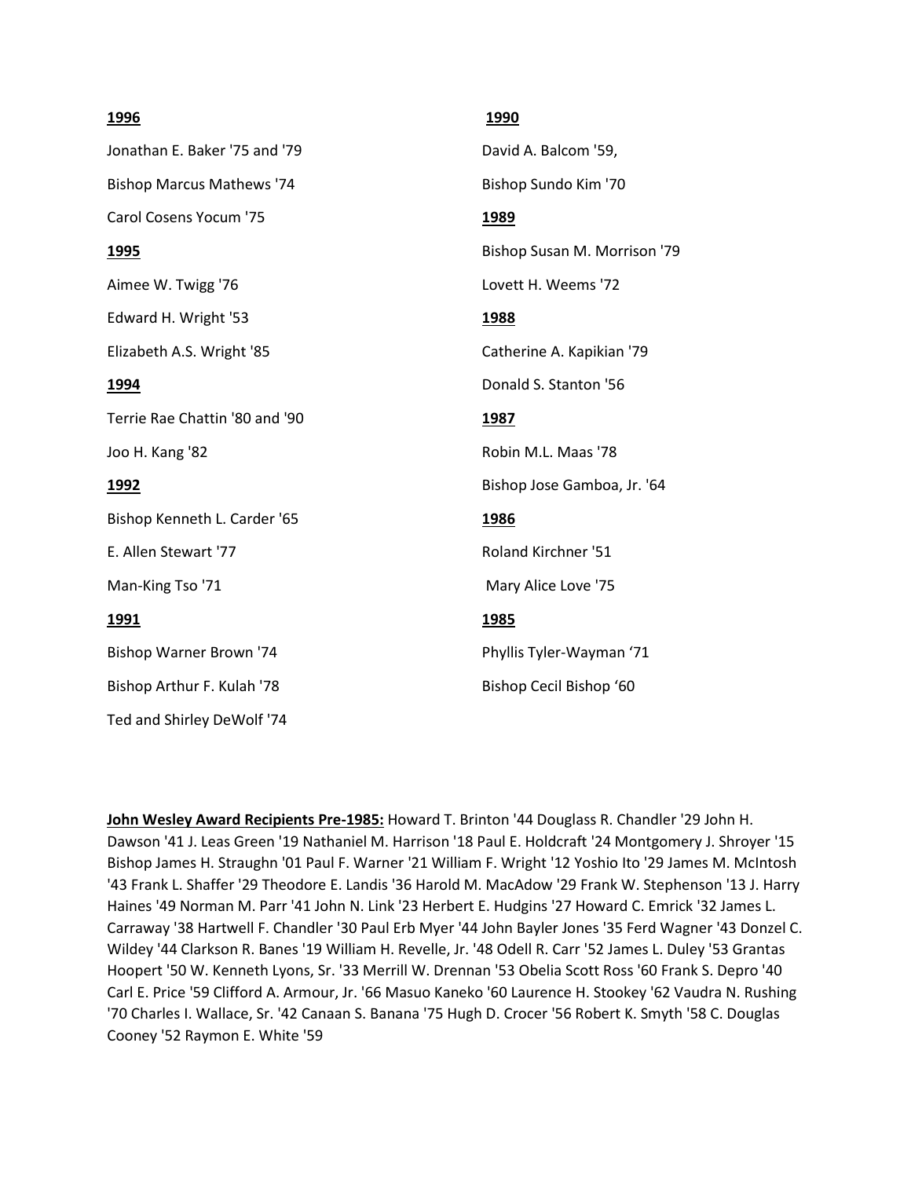**1996**

Jonathan E. Baker '75 and '79

Bishop Marcus Mathews '74

Carol Cosens Yocum '75

**1995**

Aimee W. Twigg '76

Edward H. Wright '53

Elizabeth A.S. Wright '85

**1994**

Terrie Rae Chattin '80 and '90

Joo H. Kang '82

**1992**

Bishop Kenneth L. Carder '65

E. Allen Stewart '77

Man-King Tso '71

**1991**

Bishop Warner Brown '74

Bishop Arthur F. Kulah '78

Ted and Shirley DeWolf '74

**1990**

David A. Balcom '59,

Bishop Sundo Kim '70

**1989**

Bishop Susan M. Morrison '79

Lovett H. Weems '72

**1988**

Catherine A. Kapikian '79

Donald S. Stanton '56

**1987**

Robin M.L. Maas '78

Bishop Jose Gamboa, Jr. '64

**1986**

Roland Kirchner '51

Mary Alice Love '75

**1985**

Phyllis Tyler-Wayman '71

Bishop Cecil Bishop '60

**John Wesley Award Recipients Pre-1985:** Howard T. Brinton '44 Douglass R. Chandler '29 John H. Dawson '41 J. Leas Green '19 Nathaniel M. Harrison '18 Paul E. Holdcraft '24 Montgomery J. Shroyer '15 Bishop James H. Straughn '01 Paul F. Warner '21 William F. Wright '12 Yoshio Ito '29 James M. McIntosh '43 Frank L. Shaffer '29 Theodore E. Landis '36 Harold M. MacAdow '29 Frank W. Stephenson '13 J. Harry Haines '49 Norman M. Parr '41 John N. Link '23 Herbert E. Hudgins '27 Howard C. Emrick '32 James L. Carraway '38 Hartwell F. Chandler '30 Paul Erb Myer '44 John Bayler Jones '35 Ferd Wagner '43 Donzel C. Wildey '44 Clarkson R. Banes '19 William H. Revelle, Jr. '48 Odell R. Carr '52 James L. Duley '53 Grantas Hoopert '50 W. Kenneth Lyons, Sr. '33 Merrill W. Drennan '53 Obelia Scott Ross '60 Frank S. Depro '40 Carl E. Price '59 Clifford A. Armour, Jr. '66 Masuo Kaneko '60 Laurence H. Stookey '62 Vaudra N. Rushing '70 Charles I. Wallace, Sr. '42 Canaan S. Banana '75 Hugh D. Crocer '56 Robert K. Smyth '58 C. Douglas Cooney '52 Raymon E. White '59